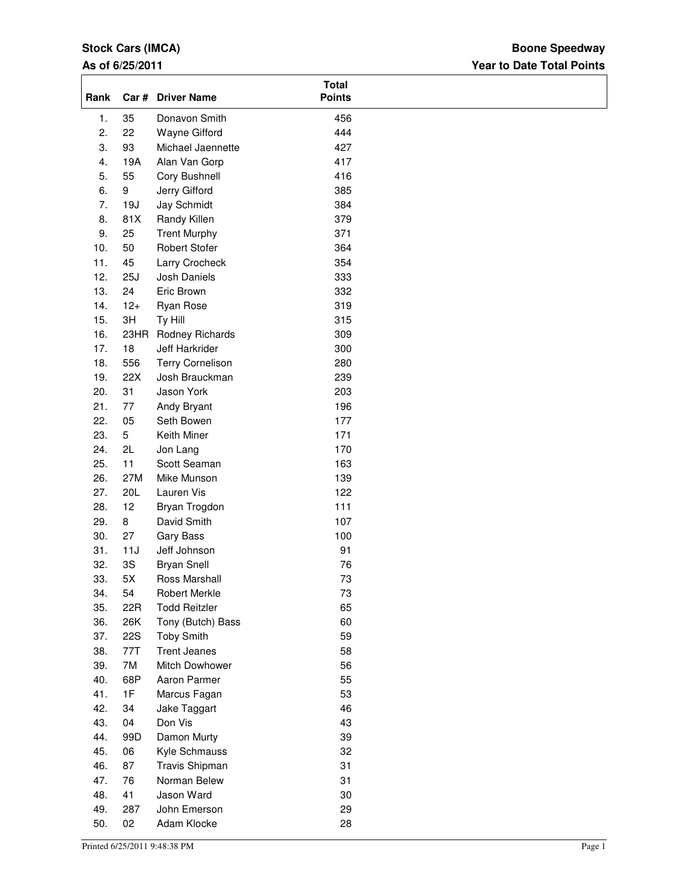**Stock Cars (IMCA)**

**As of 6/25/2011**

**Boone Speedway**

**Year to Date Total Points**

| Rank | Car # | Driver Name | Total Points |
|---|---|---|---|
| 1. | 35 | Donavon Smith | 456 |
| 2. | 22 | Wayne Gifford | 444 |
| 3. | 93 | Michael Jaennette | 427 |
| 4. | 19A | Alan Van Gorp | 417 |
| 5. | 55 | Cory Bushnell | 416 |
| 6. | 9 | Jerry Gifford | 385 |
| 7. | 19J | Jay Schmidt | 384 |
| 8. | 81X | Randy Killen | 379 |
| 9. | 25 | Trent Murphy | 371 |
| 10. | 50 | Robert Stofer | 364 |
| 11. | 45 | Larry Crocheck | 354 |
| 12. | 25J | Josh Daniels | 333 |
| 13. | 24 | Eric Brown | 332 |
| 14. | 12+ | Ryan Rose | 319 |
| 15. | 3H | Ty Hill | 315 |
| 16. | 23HR | Rodney Richards | 309 |
| 17. | 18 | Jeff Harkrider | 300 |
| 18. | 556 | Terry Cornelison | 280 |
| 19. | 22X | Josh Brauckman | 239 |
| 20. | 31 | Jason York | 203 |
| 21. | 77 | Andy Bryant | 196 |
| 22. | 05 | Seth Bowen | 177 |
| 23. | 5 | Keith Miner | 171 |
| 24. | 2L | Jon Lang | 170 |
| 25. | 11 | Scott Seaman | 163 |
| 26. | 27M | Mike Munson | 139 |
| 27. | 20L | Lauren Vis | 122 |
| 28. | 12 | Bryan Trogdon | 111 |
| 29. | 8 | David Smith | 107 |
| 30. | 27 | Gary Bass | 100 |
| 31. | 11J | Jeff Johnson | 91 |
| 32. | 3S | Bryan Snell | 76 |
| 33. | 5X | Ross Marshall | 73 |
| 34. | 54 | Robert Merkle | 73 |
| 35. | 22R | Todd Reitzler | 65 |
| 36. | 26K | Tony (Butch) Bass | 60 |
| 37. | 22S | Toby Smith | 59 |
| 38. | 77T | Trent Jeanes | 58 |
| 39. | 7M | Mitch Dowhower | 56 |
| 40. | 68P | Aaron Parmer | 55 |
| 41. | 1F | Marcus Fagan | 53 |
| 42. | 34 | Jake Taggart | 46 |
| 43. | 04 | Don Vis | 43 |
| 44. | 99D | Damon Murty | 39 |
| 45. | 06 | Kyle Schmauss | 32 |
| 46. | 87 | Travis Shipman | 31 |
| 47. | 76 | Norman Belew | 31 |
| 48. | 41 | Jason Ward | 30 |
| 49. | 287 | John Emerson | 29 |
| 50. | 02 | Adam Klocke | 28 |

Printed 6/25/2011 9:48:38 PM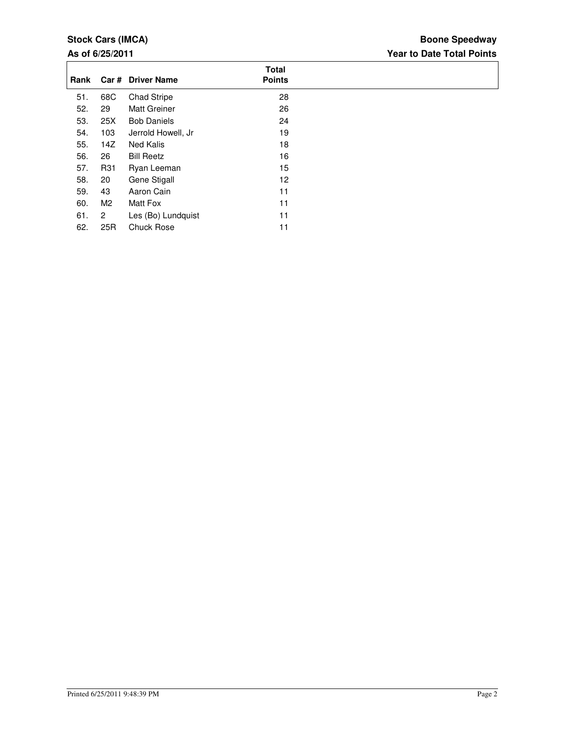**Stock Cars (IMCA)** **Boone Speedway**

**As of 6/25/2011** **Year to Date Total Points**

| Rank | Car # | Driver Name | Total Points |
|---|---|---|---|
| 51. | 68C | Chad Stripe | 28 |
| 52. | 29 | Matt Greiner | 26 |
| 53. | 25X | Bob Daniels | 24 |
| 54. | 103 | Jerrold Howell, Jr | 19 |
| 55. | 14Z | Ned Kalis | 18 |
| 56. | 26 | Bill Reetz | 16 |
| 57. | R31 | Ryan Leeman | 15 |
| 58. | 20 | Gene Stigall | 12 |
| 59. | 43 | Aaron Cain | 11 |
| 60. | M2 | Matt Fox | 11 |
| 61. | 2 | Les (Bo) Lundquist | 11 |
| 62. | 25R | Chuck Rose | 11 |

Printed 6/25/2011 9:48:39 PM